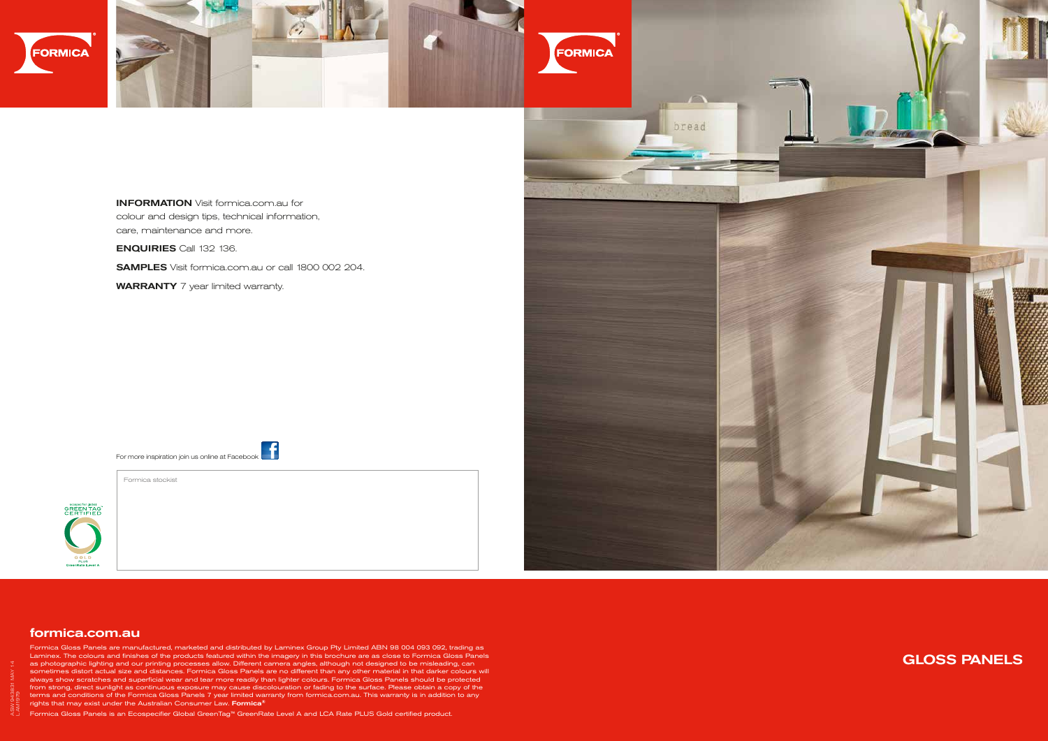**INFORMATION** Visit formica.com.au for colour and design tips, technical information, care, maintenance and more.

**ENQUIRIES** Call 132 136.

**SAMPLES** Visit formica.com.au or call 1800 002 204.

**WARRANTY** 7 year limited warranty.

For more inspiration join us online at Facebook

Formica stockist

## formica.com.au

Formica Gloss Panels are manufactured, marketed and distributed by Laminex Group Pty Limited ABN 98 004 093 092, trading as Laminex. The colours and finishes of the products featured within the imagery in this brochure are as close to Formica Gloss Panels as photographic lighting and our printing processes allow. Different camera angles, although not designed to be misleading, can sometimes distort actual size and distances. Formica Gloss Panels are no different than any other material in that darker colours will always show scratches and superficial wear and tear more readily than lighter colours. Formica Gloss Panels should be protected from strong, direct sunlight as continuous exposure may cause discolouration or fading to the surface. Please obtain a copy of the terms and conditions of the Formica Gloss Panels 7 year limited warranty from formica.com.au. This warranty is in addition to any rights that may exist under the Australian Consumer Law. **Formica®**

Formica Gloss Panels is an Ecospecifier Global GreenTag™ GreenRate Level A and LCA Rate PLUS Gold certified product.

# GLOSS PANELS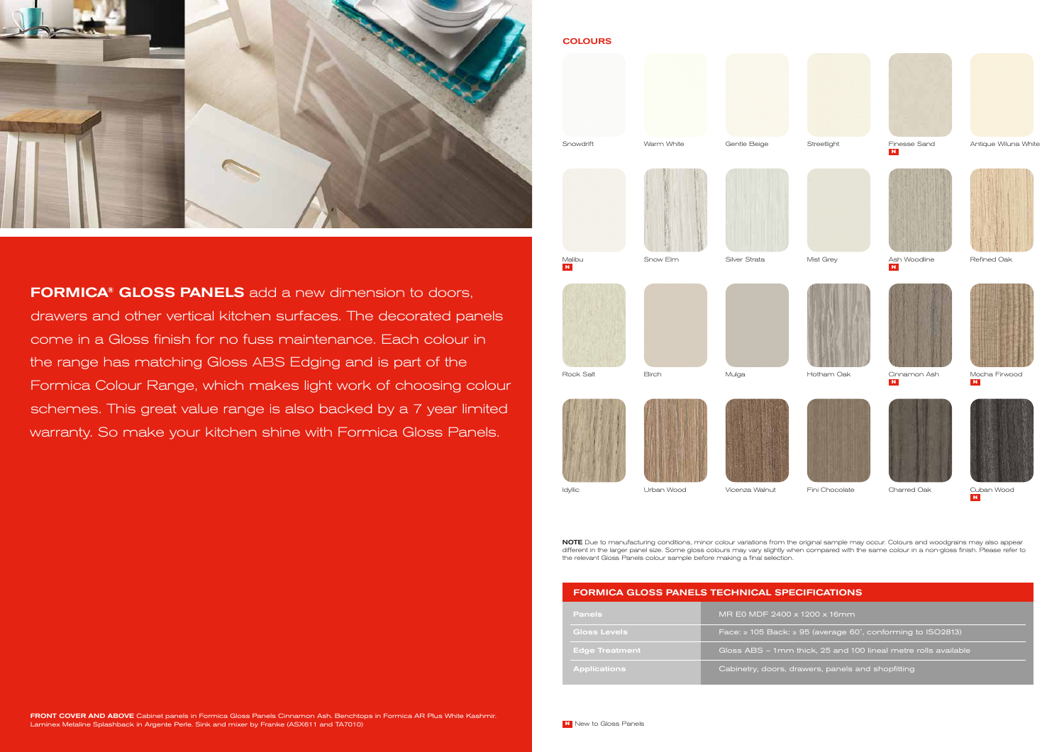**FORMICA® GLOSS PANELS** add a new dimension to doors, drawers and other vertical kitchen surfaces. The decorated panels come in a Gloss finish for no fuss maintenance. Each colour in the range has matching Gloss ABS Edging and is part of the Formica Colour Range, which makes light work of choosing colour schemes. This great value range is also backed by a 7 year limited warranty. So make your kitchen shine with Formica Gloss Panels.

**FRONT COVER AND ABOVE** Cabinet panels in Formica Gloss Panels Cinnamon Ash. Benchtops in Formica AR Plus White Kashmir. Laminex Metaline Splashback in Argente Perle. Sink and mixer by Franke (ASX611 and TA7010)

## COLOURS

Snowdrift

Warm White

Gentle Beige

Streetlight

Finesse Sand N

Antique Wiluna White

Malibu N

Snow Elm

Silver Strata

Mist Grey

Ash Woodline N

Refined Oak

Rock Salt

Birch

Mulga

Hotham Oak

Cinnamon Ash N

Mocha Firwood N

Idyllic

Urban Wood

Vicenza Walnut

Fini Chocolate

Charred Oak

Cuban Wood N

**NOTE** Due to manufacturing conditions, minor colour variations from the original sample may occur. Colours and woodgrains may also appear different in the larger panel size. Some gloss colours may vary slightly when compared with the same colour in a non-gloss finish. Please refer to the relevant Gloss Panels colour sample before making a final selection.

## FORMICA GLOSS PANELS TECHNICAL SPECIFICATIONS

| | |
|---|---|
| Panels | MR E0 MDF 2400 x 1200 x 16mm |
| Gloss Levels | Face: ≥ 105 Back: ≥ 95 (average 60°, conforming to ISO2813) |
| Edge Treatment | Gloss ABS – 1mm thick, 25 and 100 lineal metre rolls available |
| Applications | Cabinetry, doors, drawers, panels and shopfitting |

N New to Gloss Panels